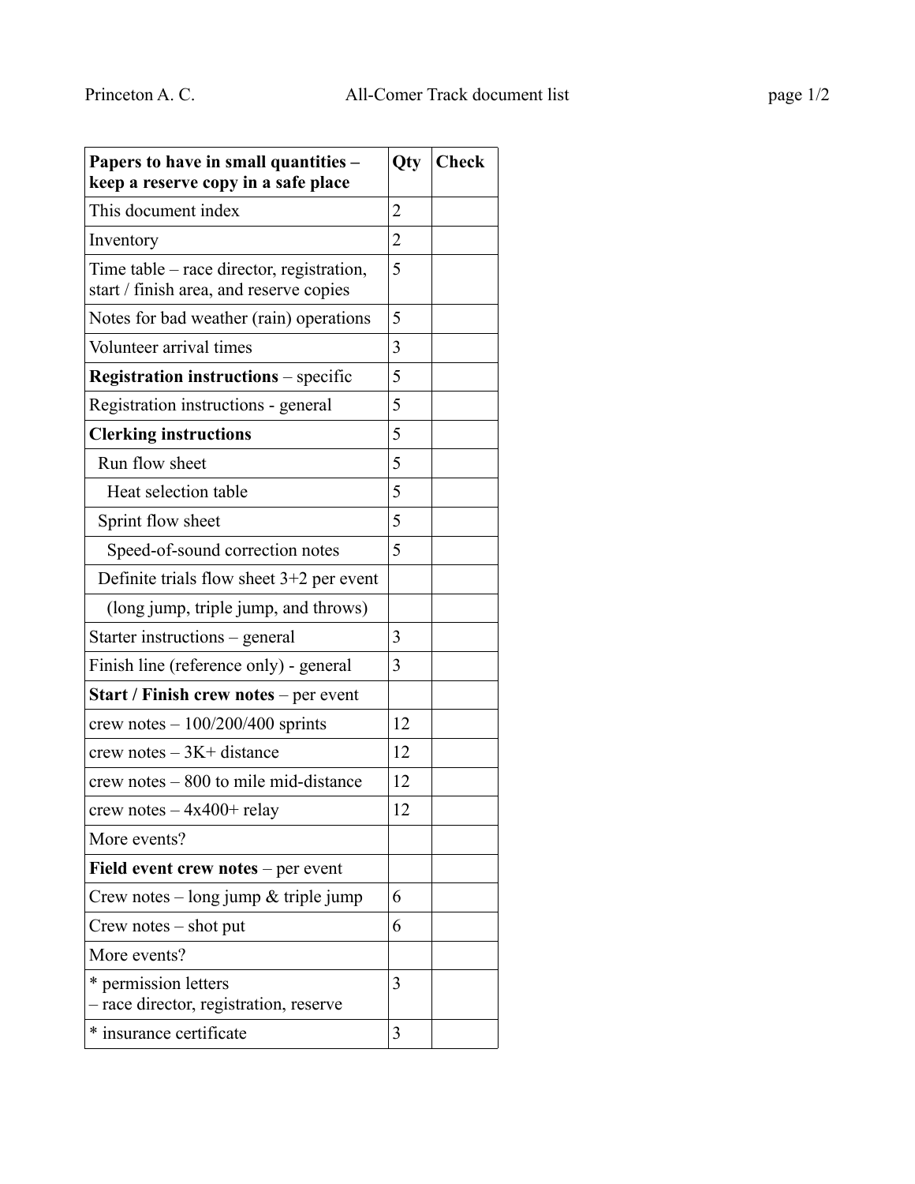| **Papers to have in small quantities – keep a reserve copy in a safe place** | **Qty** | **Check** |
|---|---|---|
| This document index | 2 | |
| Inventory | 2 | |
| Time table – race director, registration, start / finish area, and reserve copies | 5 | |
| Notes for bad weather (rain) operations | 5 | |
| Volunteer arrival times | 3 | |
| **Registration instructions** – specific | 5 | |
| Registration instructions - general | 5 | |
| **Clerking instructions** | 5 | |
| Run flow sheet | 5 | |
| Heat selection table | 5 | |
| Sprint flow sheet | 5 | |
| Speed-of-sound correction notes | 5 | |
| Definite trials flow sheet 3+2 per event | | |
| (long jump, triple jump, and throws) | | |
| Starter instructions – general | 3 | |
| Finish line (reference only) - general | 3 | |
| **Start / Finish crew notes** – per event | | |
| crew notes – 100/200/400 sprints | 12 | |
| crew notes – 3K+ distance | 12 | |
| crew notes – 800 to mile mid-distance | 12 | |
| crew notes – 4x400+ relay | 12 | |
| More events? | | |
| **Field event crew notes** – per event | | |
| Crew notes – long jump & triple jump | 6 | |
| Crew notes – shot put | 6 | |
| More events? | | |
| * permission letters – race director, registration, reserve | 3 | |
| * insurance certificate | 3 | |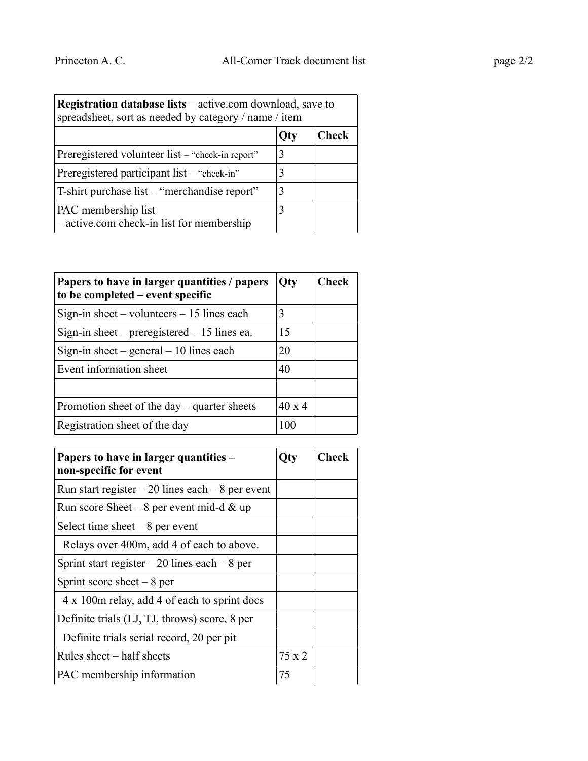| Registration database lists – active.com download, save to spreadsheet, sort as needed by category / name / item | | |
|---|---|---|
| | **Qty** | **Check** |
| Preregistered volunteer list – “check-in report” | 3 | |
| Preregistered participant list – “check-in” | 3 | |
| T-shirt purchase list – “merchandise report” | 3 | |
| PAC membership list – active.com check-in list for membership | 3 | |

| **Papers to have in larger quantities / papers to be completed – event specific** | **Qty** | **Check** |
|---|---|---|
| Sign-in sheet – volunteers – 15 lines each | 3 | |
| Sign-in sheet – preregistered – 15 lines ea. | 15 | |
| Sign-in sheet – general – 10 lines each | 20 | |
| Event information sheet | 40 | |
| | | |
| Promotion sheet of the day – quarter sheets | 40 x 4 | |
| Registration sheet of the day | 100 | |

| **Papers to have in larger quantities – non-specific for event** | **Qty** | **Check** |
|---|---|---|
| Run start register – 20 lines each – 8 per event | | |
| Run score Sheet – 8 per event mid-d & up | | |
| Select time sheet – 8 per event | | |
| Relays over 400m, add 4 of each to above. | | |
| Sprint start register – 20 lines each – 8 per | | |
| Sprint score sheet – 8 per | | |
| 4 x 100m relay, add 4 of each to sprint docs | | |
| Definite trials (LJ, TJ, throws) score, 8 per | | |
| Definite trials serial record, 20 per pit | | |
| Rules sheet – half sheets | 75 x 2 | |
| PAC membership information | 75 | |